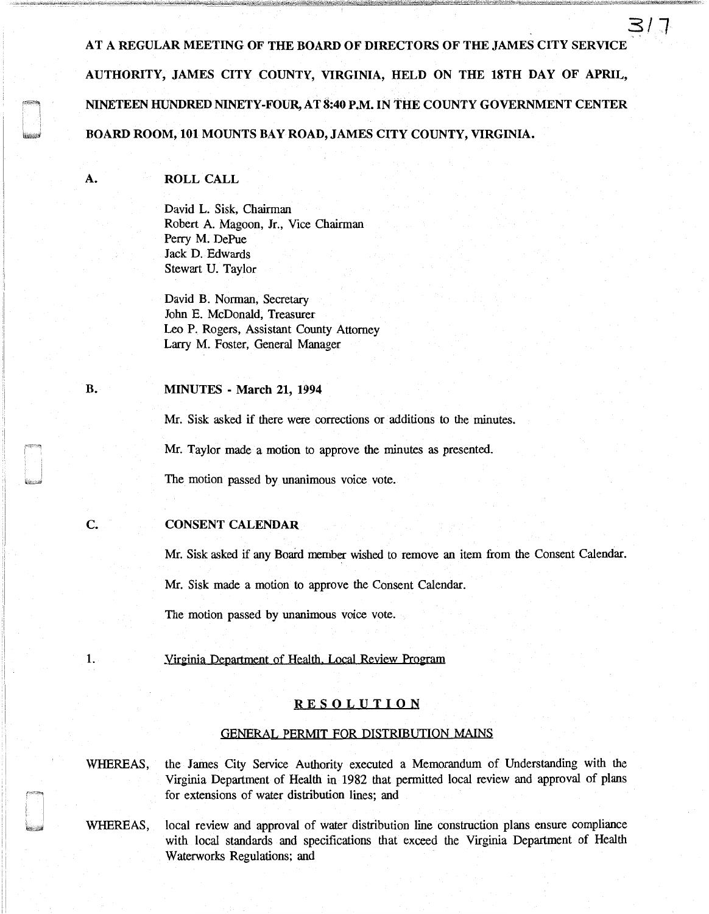AT A REGULAR MEETING OF THE BOARD OF DIRECTORS OF THE JAMES CITY SERVICE AUTHORITY, JAMES CITY COUNTY, VIRGINIA, HELD ON THE 18TH DAY OF APRIL, NINETEEN HUNDRED NINETY-FOUR, AT 8:40 P.M. IN THE COUNTY GOVERNMENT CENTER BOARD ROOM, 101 MOUNTS BAY ROAD, JAMES CITY COUNTY, VIRGINIA.

## A. ROLL CALL

David L. Sisk, Chairman
Robert A. Magoon, Jr., Vice Chairman
Perry M. DePue
Jack D. Edwards
Stewart U. Taylor

David B. Norman, Secretary
John E. McDonald, Treasurer
Leo P. Rogers, Assistant County Attorney
Larry M. Foster, General Manager

## B. MINUTES - March 21, 1994

Mr. Sisk asked if there were corrections or additions to the minutes.

Mr. Taylor made a motion to approve the minutes as presented.

The motion passed by unanimous voice vote.

## C. CONSENT CALENDAR

Mr. Sisk asked if any Board member wished to remove an item from the Consent Calendar.

Mr. Sisk made a motion to approve the Consent Calendar.

The motion passed by unanimous voice vote.

1. Virginia Department of Health, Local Review Program

**RESOLUTION**

GENERAL PERMIT FOR DISTRIBUTION MAINS

WHEREAS, the James City Service Authority executed a Memorandum of Understanding with the Virginia Department of Health in 1982 that permitted local review and approval of plans for extensions of water distribution lines; and

WHEREAS, local review and approval of water distribution line construction plans ensure compliance with local standards and specifications that exceed the Virginia Department of Health Waterworks Regulations; and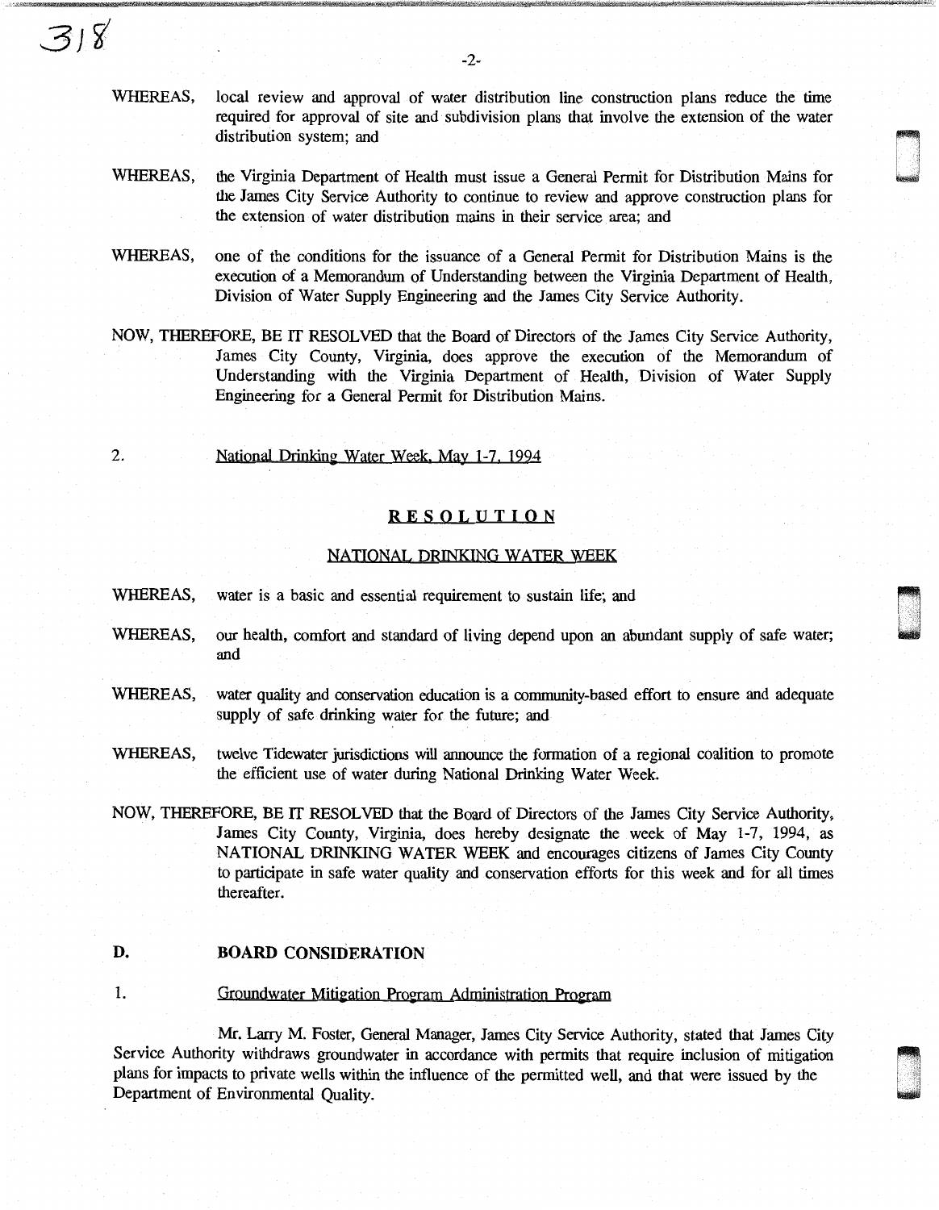WHEREAS, local review and approval of water distribution line construction plans reduce the time required for approval of site and subdivision plans that involve the extension of the water distribution system; and

WHEREAS, the Virginia Department of Health must issue a General Permit for Distribution Mains for the James City Service Authority to continue to review and approve construction plans for the extension of water distribution mains in their service area; and

WHEREAS, one of the conditions for the issuance of a General Permit for Distribution Mains is the execution of a Memorandum of Understanding between the Virginia Department of Health, Division of Water Supply Engineering and the James City Service Authority.

NOW, THEREFORE, BE IT RESOLVED that the Board of Directors of the James City Service Authority, James City County, Virginia, does approve the execution of the Memorandum of Understanding with the Virginia Department of Health, Division of Water Supply Engineering for a General Permit for Distribution Mains.

2. National Drinking Water Week, May 1-7, 1994

## RESOLUTION

### NATIONAL DRINKING WATER WEEK

WHEREAS, water is a basic and essential requirement to sustain life; and

WHEREAS, our health, comfort and standard of living depend upon an abundant supply of safe water; and

WHEREAS, water quality and conservation education is a community-based effort to ensure and adequate supply of safe drinking water for the future; and

WHEREAS, twelve Tidewater jurisdictions will announce the formation of a regional coalition to promote the efficient use of water during National Drinking Water Week.

NOW, THEREFORE, BE IT RESOLVED that the Board of Directors of the James City Service Authority, James City County, Virginia, does hereby designate the week of May 1-7, 1994, as NATIONAL DRINKING WATER WEEK and encourages citizens of James City County to participate in safe water quality and conservation efforts for this week and for all times thereafter.

## D. BOARD CONSIDERATION

1. Groundwater Mitigation Program Administration Program

Mr. Larry M. Foster, General Manager, James City Service Authority, stated that James City Service Authority withdraws groundwater in accordance with permits that require inclusion of mitigation plans for impacts to private wells within the influence of the permitted well, and that were issued by the Department of Environmental Quality.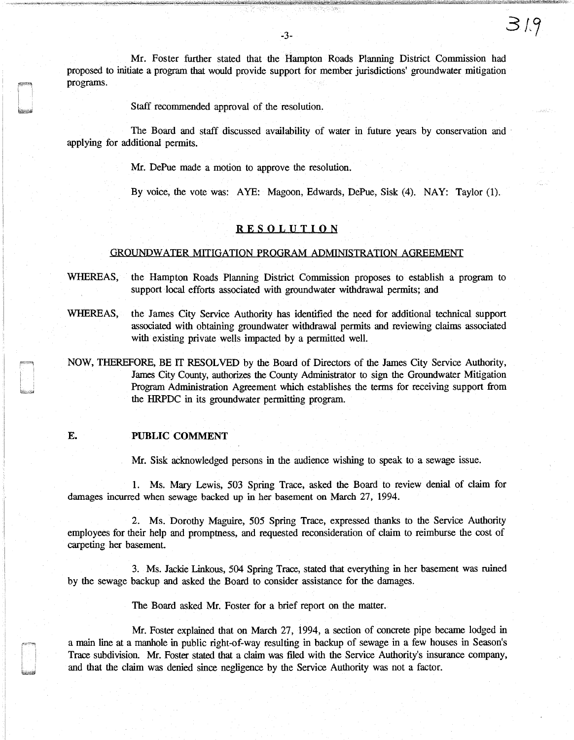Mr. Foster further stated that the Hampton Roads Planning District Commission had proposed to initiate a program that would provide support for member jurisdictions' groundwater mitigation programs.

Staff recommended approval of the resolution.

The Board and staff discussed availability of water in future years by conservation and applying for additional permits.

Mr. DePue made a motion to approve the resolution.

By voice, the vote was: AYE: Magoon, Edwards, DePue, Sisk (4). NAY: Taylor (1).

## RESOLUTION

### GROUNDWATER MITIGATION PROGRAM ADMINISTRATION AGREEMENT

WHEREAS, the Hampton Roads Planning District Commission proposes to establish a program to support local efforts associated with groundwater withdrawal permits; and

WHEREAS, the James City Service Authority has identified the need for additional technical support associated with obtaining groundwater withdrawal permits and reviewing claims associated with existing private wells impacted by a permitted well.

NOW, THEREFORE, BE IT RESOLVED by the Board of Directors of the James City Service Authority, James City County, authorizes the County Administrator to sign the Groundwater Mitigation Program Administration Agreement which establishes the terms for receiving support from the HRPDC in its groundwater permitting program.

## E. PUBLIC COMMENT

Mr. Sisk acknowledged persons in the audience wishing to speak to a sewage issue.

1. Ms. Mary Lewis, 503 Spring Trace, asked the Board to review denial of claim for damages incurred when sewage backed up in her basement on March 27, 1994.

2. Ms. Dorothy Maguire, 505 Spring Trace, expressed thanks to the Service Authority employees for their help and promptness, and requested reconsideration of claim to reimburse the cost of carpeting her basement.

3. Ms. Jackie Linkous, 504 Spring Trace, stated that everything in her basement was ruined by the sewage backup and asked the Board to consider assistance for the damages.

The Board asked Mr. Foster for a brief report on the matter.

Mr. Foster explained that on March 27, 1994, a section of concrete pipe became lodged in a main line at a manhole in public right-of-way resulting in backup of sewage in a few houses in Season's Trace subdivision. Mr. Foster stated that a claim was filed with the Service Authority's insurance company, and that the claim was denied since negligence by the Service Authority was not a factor.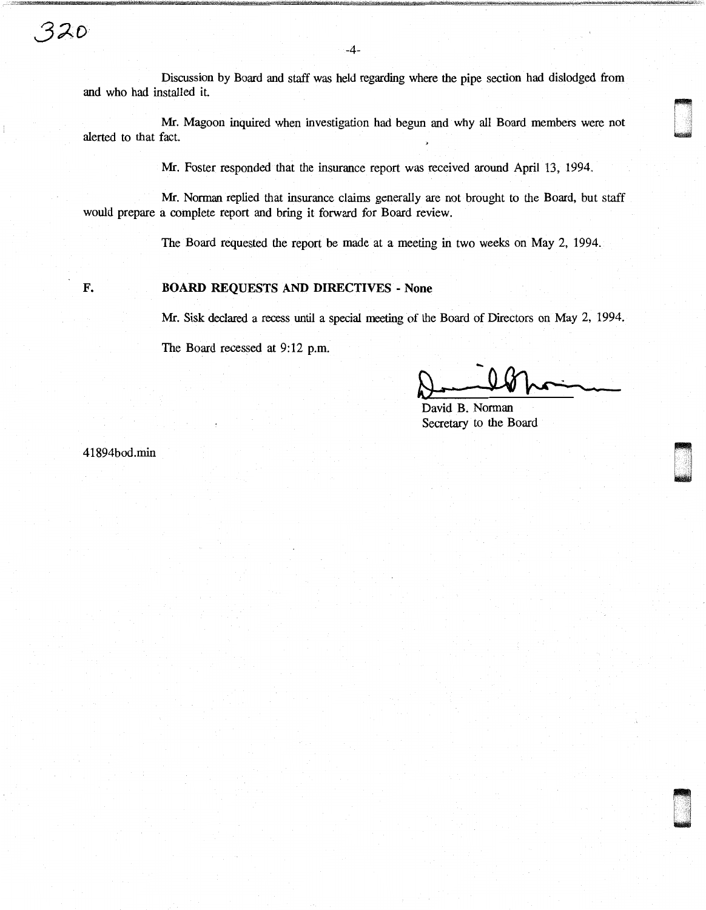Discussion by Board and staff was held regarding where the pipe section had dislodged from and who had installed it.

Mr. Magoon inquired when investigation had begun and why all Board members were not alerted to that fact.

Mr. Foster responded that the insurance report was received around April 13, 1994.

Mr. Norman replied that insurance claims generally are not brought to the Board, but staff would prepare a complete report and bring it forward for Board review.

The Board requested the report be made at a meeting in two weeks on May 2, 1994.

**F. BOARD REQUESTS AND DIRECTIVES - None**

Mr. Sisk declared a recess until a special meeting of the Board of Directors on May 2, 1994.

The Board recessed at 9:12 p.m.

David B. Norman
Secretary to the Board

41894bod.min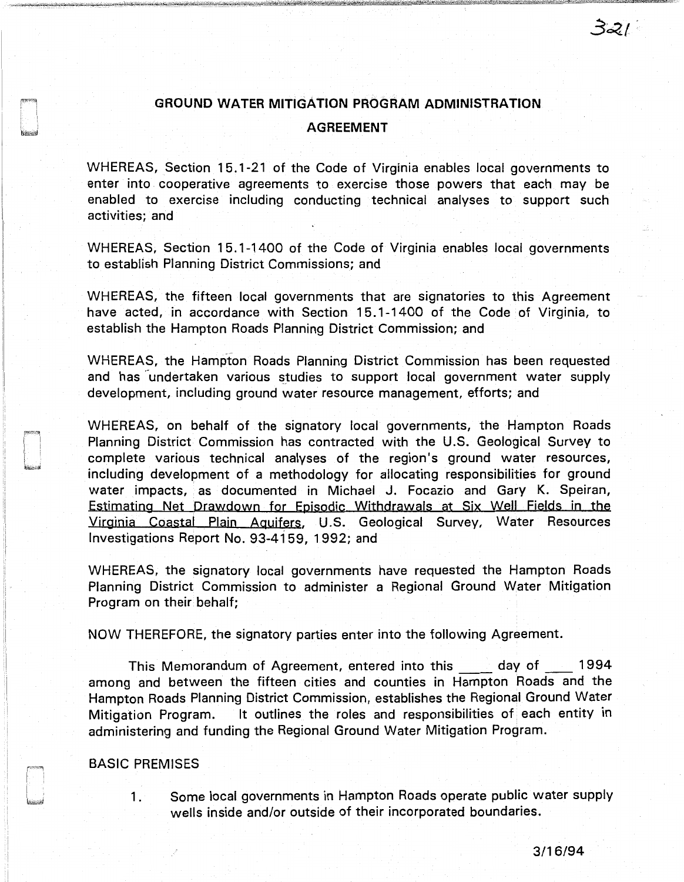# GROUND WATER MITIGATION PROGRAM ADMINISTRATION
## AGREEMENT

WHEREAS, Section 15.1-21 of the Code of Virginia enables local governments to enter into cooperative agreements to exercise those powers that each may be enabled to exercise including conducting technical analyses to support such activities; and

WHEREAS, Section 15.1-1400 of the Code of Virginia enables local governments to establish Planning District Commissions; and

WHEREAS, the fifteen local governments that are signatories to this Agreement have acted, in accordance with Section 15.1-1400 of the Code of Virginia, to establish the Hampton Roads Planning District Commission; and

WHEREAS, the Hampton Roads Planning District Commission has been requested and has undertaken various studies to support local government water supply development, including ground water resource management, efforts; and

WHEREAS, on behalf of the signatory local governments, the Hampton Roads Planning District Commission has contracted with the U.S. Geological Survey to complete various technical analyses of the region's ground water resources, including development of a methodology for allocating responsibilities for ground water impacts, as documented in Michael J. Focazio and Gary K. Speiran, Estimating Net Drawdown for Episodic Withdrawals at Six Well Fields in the Virginia Coastal Plain Aquifers, U.S. Geological Survey, Water Resources Investigations Report No. 93-4159, 1992; and

WHEREAS, the signatory local governments have requested the Hampton Roads Planning District Commission to administer a Regional Ground Water Mitigation Program on their behalf;

NOW THEREFORE, the signatory parties enter into the following Agreement.

This Memorandum of Agreement, entered into this ____ day of ____ 1994 among and between the fifteen cities and counties in Hampton Roads and the Hampton Roads Planning District Commission, establishes the Regional Ground Water Mitigation Program. It outlines the roles and responsibilities of each entity in administering and funding the Regional Ground Water Mitigation Program.

BASIC PREMISES

1. Some local governments in Hampton Roads operate public water supply wells inside and/or outside of their incorporated boundaries.

3/16/94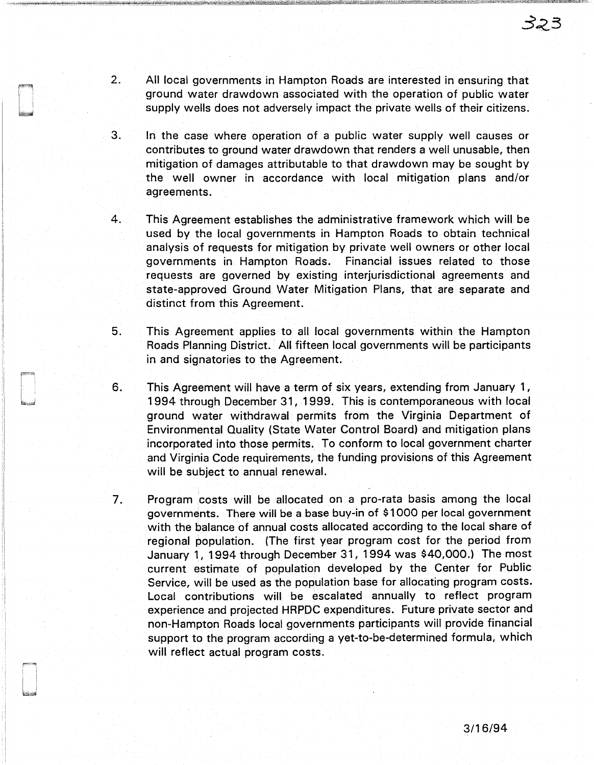2. All local governments in Hampton Roads are interested in ensuring that ground water drawdown associated with the operation of public water supply wells does not adversely impact the private wells of their citizens.

3. In the case where operation of a public water supply well causes or contributes to ground water drawdown that renders a well unusable, then mitigation of damages attributable to that drawdown may be sought by the well owner in accordance with local mitigation plans and/or agreements.

4. This Agreement establishes the administrative framework which will be used by the local governments in Hampton Roads to obtain technical analysis of requests for mitigation by private well owners or other local governments in Hampton Roads. Financial issues related to those requests are governed by existing interjurisdictional agreements and state-approved Ground Water Mitigation Plans, that are separate and distinct from this Agreement.

5. This Agreement applies to all local governments within the Hampton Roads Planning District. All fifteen local governments will be participants in and signatories to the Agreement.

6. This Agreement will have a term of six years, extending from January 1, 1994 through December 31, 1999. This is contemporaneous with local ground water withdrawal permits from the Virginia Department of Environmental Quality (State Water Control Board) and mitigation plans incorporated into those permits. To conform to local government charter and Virginia Code requirements, the funding provisions of this Agreement will be subject to annual renewal.

7. Program costs will be allocated on a pro-rata basis among the local governments. There will be a base buy-in of $1000 per local government with the balance of annual costs allocated according to the local share of regional population. (The first year program cost for the period from January 1, 1994 through December 31, 1994 was $40,000.) The most current estimate of population developed by the Center for Public Service, will be used as the population base for allocating program costs. Local contributions will be escalated annually to reflect program experience and projected HRPDC expenditures. Future private sector and non-Hampton Roads local governments participants will provide financial support to the program according a yet-to-be-determined formula, which will reflect actual program costs.

3/16/94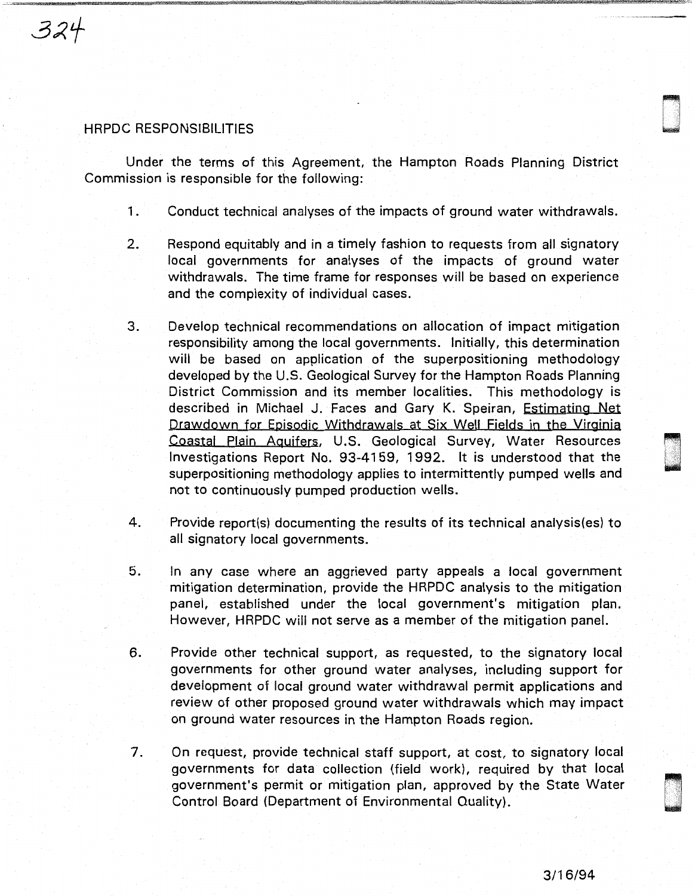## HRPDC RESPONSIBILITIES

Under the terms of this Agreement, the Hampton Roads Planning District Commission is responsible for the following:

1. Conduct technical analyses of the impacts of ground water withdrawals.

2. Respond equitably and in a timely fashion to requests from all signatory local governments for analyses of the impacts of ground water withdrawals. The time frame for responses will be based on experience and the complexity of individual cases.

3. Develop technical recommendations on allocation of impact mitigation responsibility among the local governments. Initially, this determination will be based on application of the superpositioning methodology developed by the U.S. Geological Survey for the Hampton Roads Planning District Commission and its member localities. This methodology is described in Michael J. Faces and Gary K. Speiran, Estimating Net Drawdown for Episodic Withdrawals at Six Well Fields in the Virginia Coastal Plain Aquifers, U.S. Geological Survey, Water Resources Investigations Report No. 93-4159, 1992. It is understood that the superpositioning methodology applies to intermittently pumped wells and not to continuously pumped production wells.

4. Provide report(s) documenting the results of its technical analysis(es) to all signatory local governments.

5. In any case where an aggrieved party appeals a local government mitigation determination, provide the HRPDC analysis to the mitigation panel, established under the local government's mitigation plan. However, HRPDC will not serve as a member of the mitigation panel.

6. Provide other technical support, as requested, to the signatory local governments for other ground water analyses, including support for development of local ground water withdrawal permit applications and review of other proposed ground water withdrawals which may impact on ground water resources in the Hampton Roads region.

7. On request, provide technical staff support, at cost, to signatory local governments for data collection (field work), required by that local government's permit or mitigation plan, approved by the State Water Control Board (Department of Environmental Quality).

3/16/94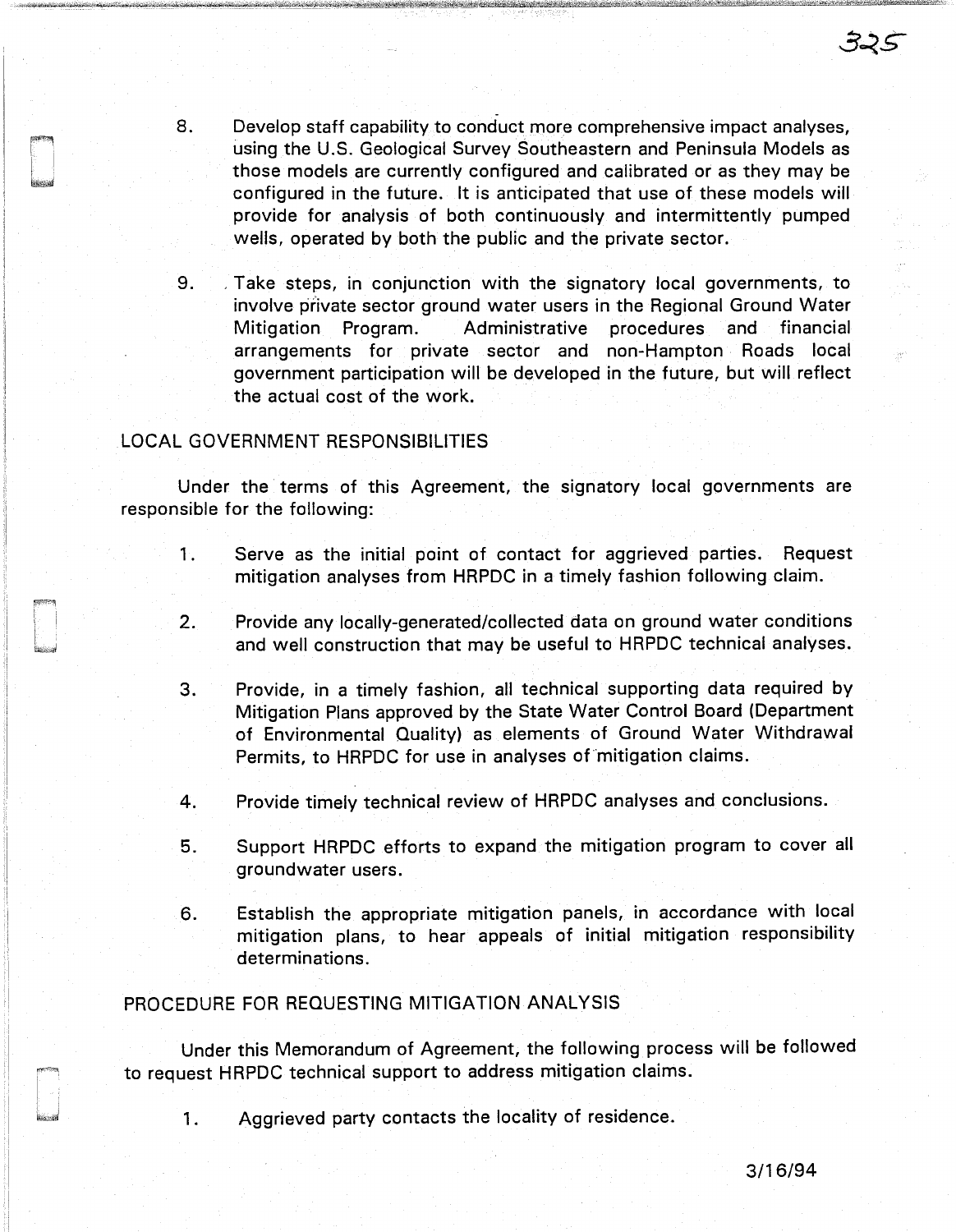8. Develop staff capability to conduct more comprehensive impact analyses, using the U.S. Geological Survey Southeastern and Peninsula Models as those models are currently configured and calibrated or as they may be configured in the future. It is anticipated that use of these models will provide for analysis of both continuously and intermittently pumped wells, operated by both the public and the private sector.

9. Take steps, in conjunction with the signatory local governments, to involve private sector ground water users in the Regional Ground Water Mitigation Program. Administrative procedures and financial arrangements for private sector and non-Hampton Roads local government participation will be developed in the future, but will reflect the actual cost of the work.

## LOCAL GOVERNMENT RESPONSIBILITIES

Under the terms of this Agreement, the signatory local governments are responsible for the following:

1. Serve as the initial point of contact for aggrieved parties. Request mitigation analyses from HRPDC in a timely fashion following claim.

2. Provide any locally-generated/collected data on ground water conditions and well construction that may be useful to HRPDC technical analyses.

3. Provide, in a timely fashion, all technical supporting data required by Mitigation Plans approved by the State Water Control Board (Department of Environmental Quality) as elements of Ground Water Withdrawal Permits, to HRPDC for use in analyses of mitigation claims.

4. Provide timely technical review of HRPDC analyses and conclusions.

5. Support HRPDC efforts to expand the mitigation program to cover all groundwater users.

6. Establish the appropriate mitigation panels, in accordance with local mitigation plans, to hear appeals of initial mitigation responsibility determinations.

## PROCEDURE FOR REQUESTING MITIGATION ANALYSIS

Under this Memorandum of Agreement, the following process will be followed to request HRPDC technical support to address mitigation claims.

1. Aggrieved party contacts the locality of residence.

3/16/94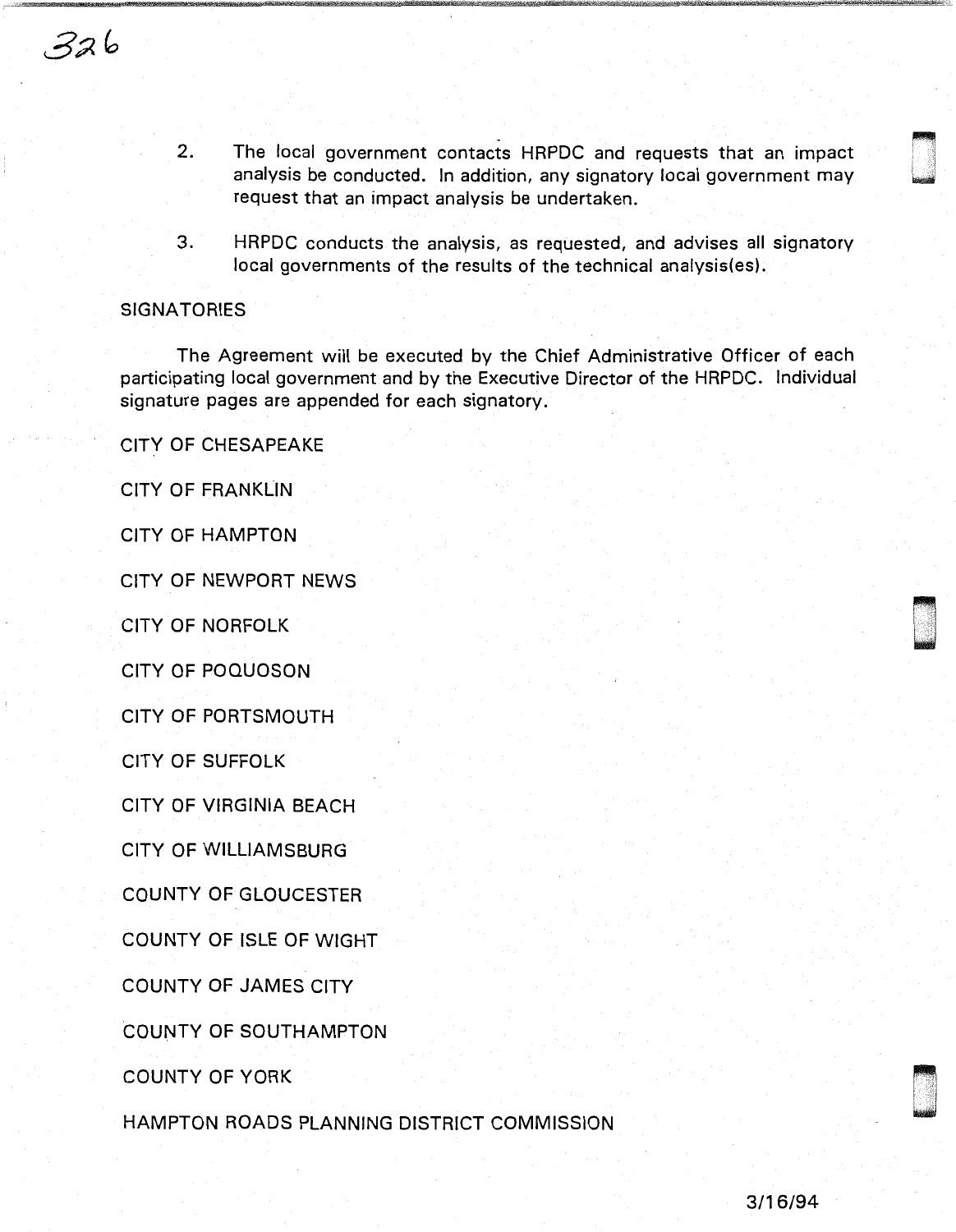2. The local government contacts HRPDC and requests that an impact analysis be conducted. In addition, any signatory local government may request that an impact analysis be undertaken.

3. HRPDC conducts the analysis, as requested, and advises all signatory local governments of the results of the technical analysis(es).

## SIGNATORIES

The Agreement will be executed by the Chief Administrative Officer of each participating local government and by the Executive Director of the HRPDC. Individual signature pages are appended for each signatory.

CITY OF CHESAPEAKE

CITY OF FRANKLIN

CITY OF HAMPTON

CITY OF NEWPORT NEWS

CITY OF NORFOLK

CITY OF POQUOSON

CITY OF PORTSMOUTH

CITY OF SUFFOLK

CITY OF VIRGINIA BEACH

CITY OF WILLIAMSBURG

COUNTY OF GLOUCESTER

COUNTY OF ISLE OF WIGHT

COUNTY OF JAMES CITY

COUNTY OF SOUTHAMPTON

COUNTY OF YORK

HAMPTON ROADS PLANNING DISTRICT COMMISSION

3/16/94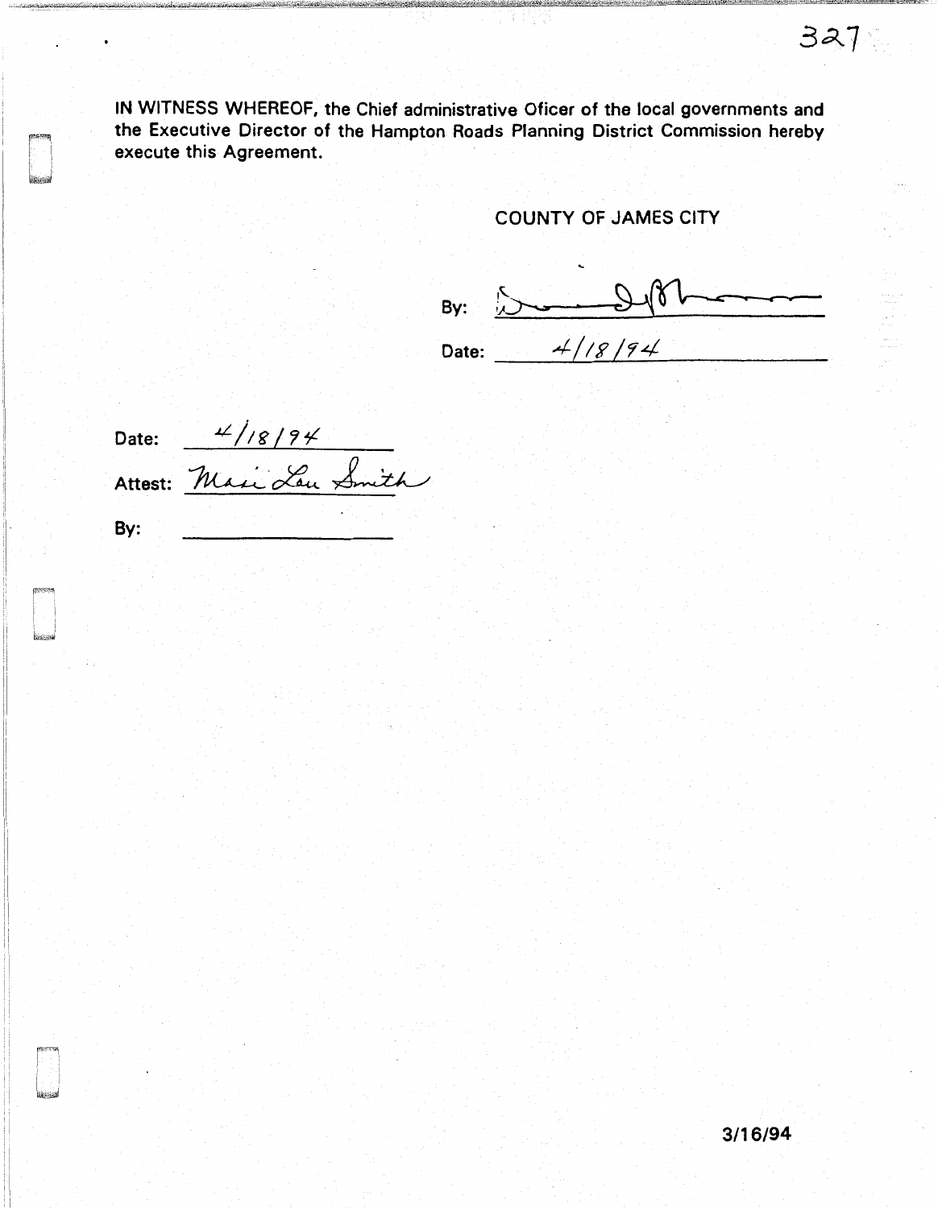IN WITNESS WHEREOF, the Chief administrative Oficer of the local governments and the Executive Director of the Hampton Roads Planning District Commission hereby execute this Agreement.

COUNTY OF JAMES CITY

By: ______________________

Date: 4/18/94

Date: 4/18/94

Attest: Mari Lou Smith

By: ______________________

3/16/94